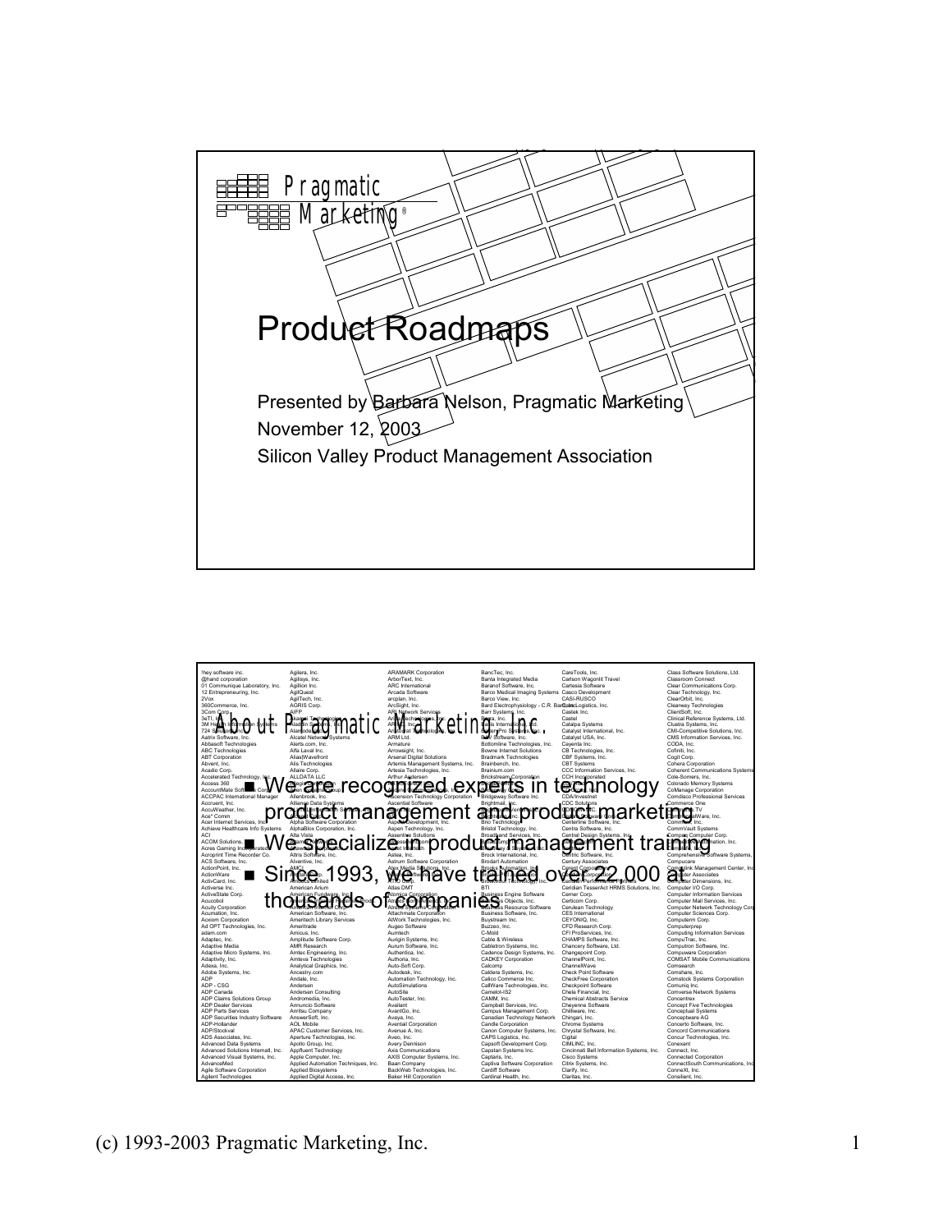# Product Roadmaps

Presented by Barbara Nelson, Pragmatic Marketing

November 12, 2003

Silicon Valley Product Management Association

## About Pragmatic Marketing, Inc.

- We are recognized experts in technology product management and product marketing
- We specialize in product management training
- Since 1993, we have trained over 22,000 at thousands of companies

(c) 1993-2003 Pragmatic Marketing, Inc.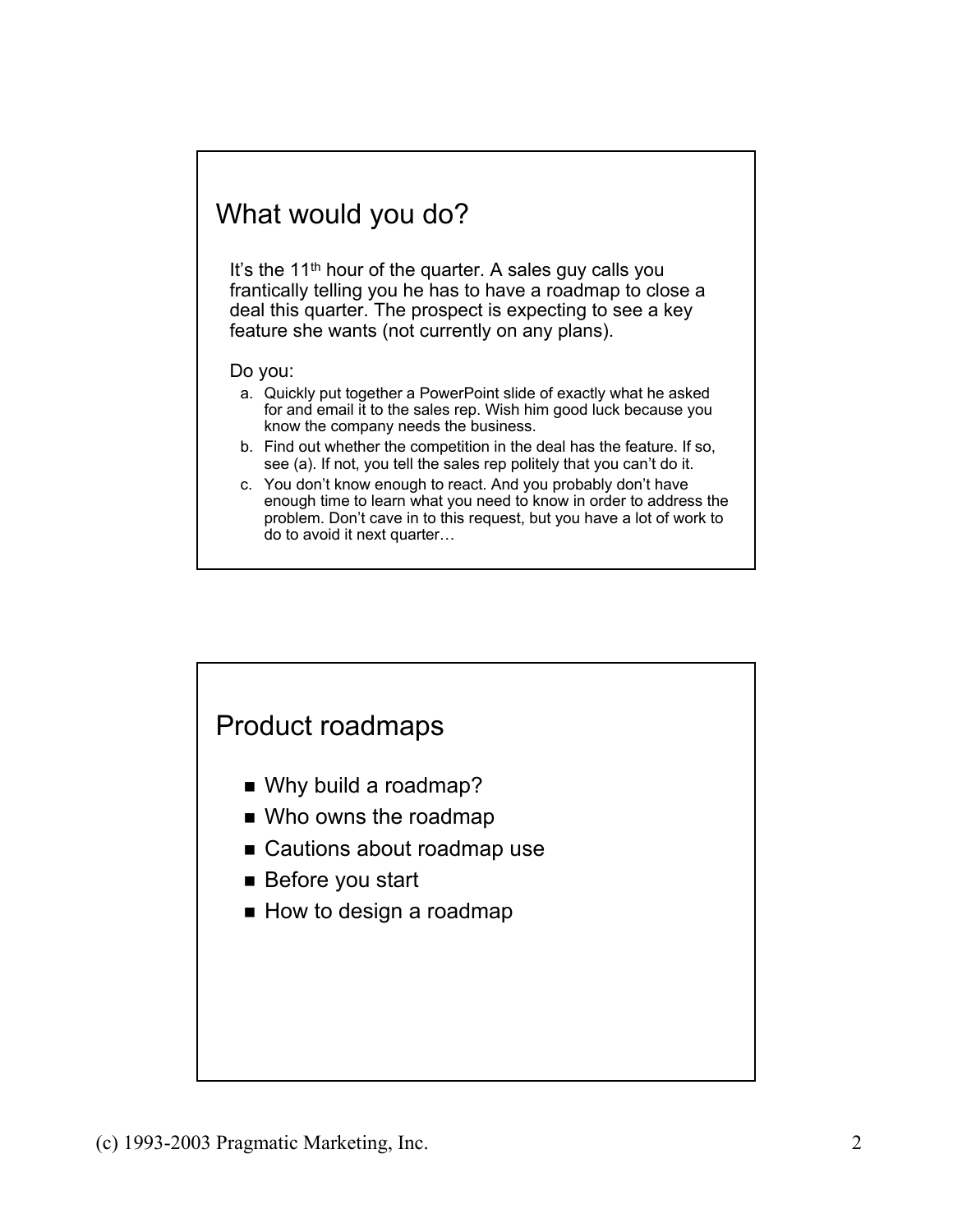## What would you do?

It's the 11th hour of the quarter. A sales guy calls you frantically telling you he has to have a roadmap to close a deal this quarter. The prospect is expecting to see a key feature she wants (not currently on any plans).

Do you:

a. Quickly put together a PowerPoint slide of exactly what he asked for and email it to the sales rep. Wish him good luck because you know the company needs the business.
b. Find out whether the competition in the deal has the feature. If so, see (a). If not, you tell the sales rep politely that you can't do it.
c. You don't know enough to react. And you probably don't have enough time to learn what you need to know in order to address the problem. Don't cave in to this request, but you have a lot of work to do to avoid it next quarter…

## Product roadmaps

- Why build a roadmap?
- Who owns the roadmap
- Cautions about roadmap use
- Before you start
- How to design a roadmap

(c) 1993-2003 Pragmatic Marketing, Inc.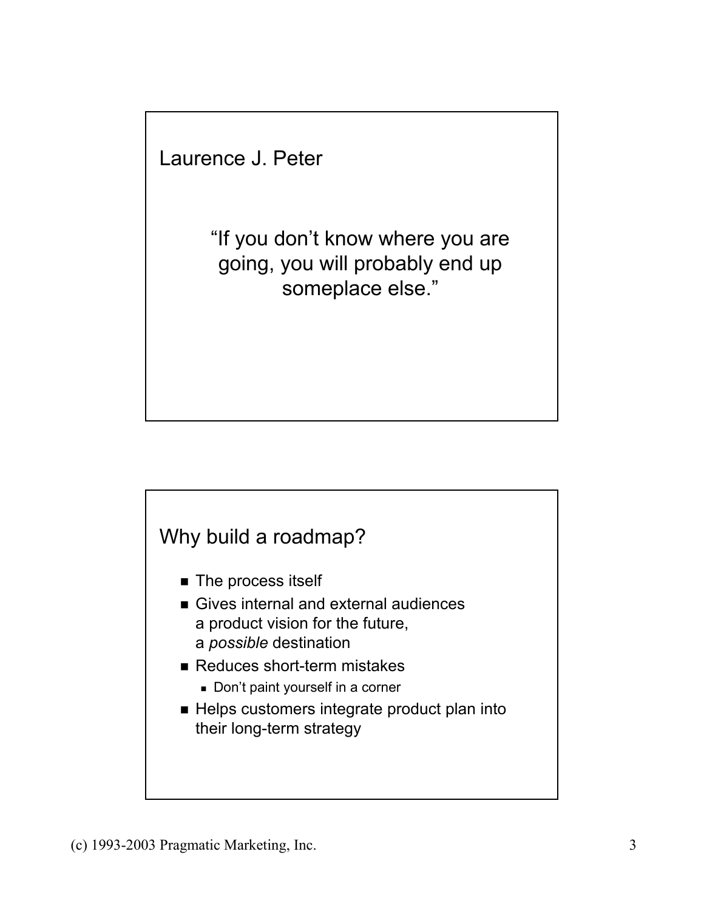## Laurence J. Peter

"If you don't know where you are going, you will probably end up someplace else."

## Why build a roadmap?

- The process itself
- Gives internal and external audiences a product vision for the future, a *possible* destination
- Reduces short-term mistakes
  - Don't paint yourself in a corner
- Helps customers integrate product plan into their long-term strategy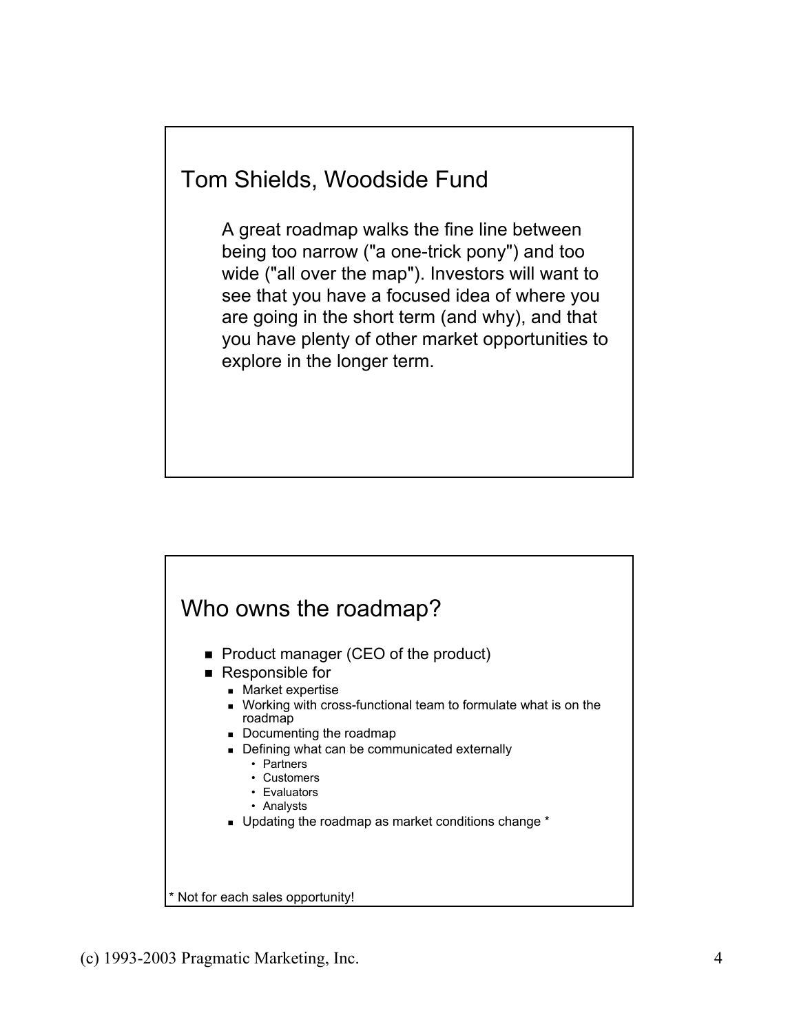## Tom Shields, Woodside Fund

A great roadmap walks the fine line between being too narrow ("a one-trick pony") and too wide ("all over the map"). Investors will want to see that you have a focused idea of where you are going in the short term (and why), and that you have plenty of other market opportunities to explore in the longer term.

## Who owns the roadmap?

- Product manager (CEO of the product)
- Responsible for
  - Market expertise
  - Working with cross-functional team to formulate what is on the roadmap
  - Documenting the roadmap
  - Defining what can be communicated externally
    - Partners
    - Customers
    - Evaluators
    - Analysts
  - Updating the roadmap as market conditions change *

* Not for each sales opportunity!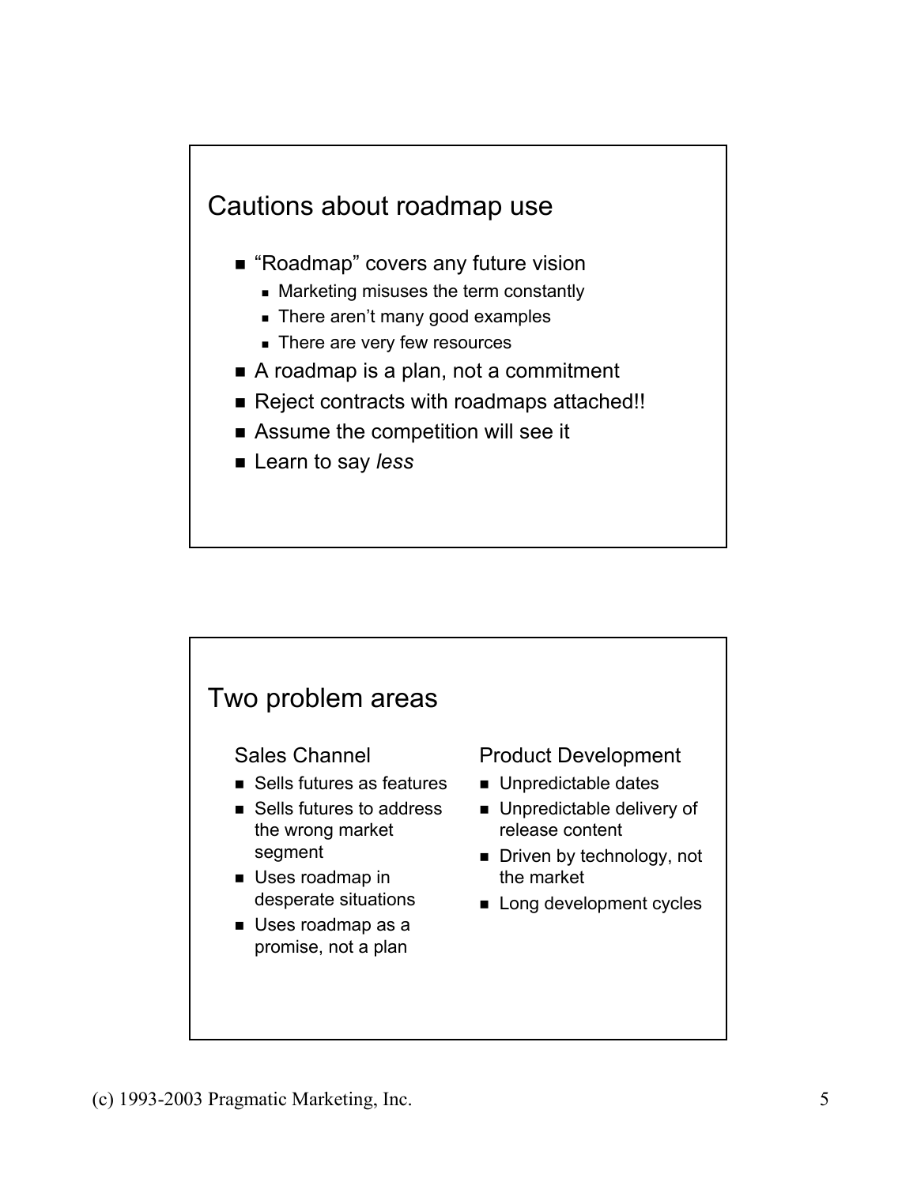## Cautions about roadmap use

- "Roadmap" covers any future vision
  - Marketing misuses the term constantly
  - There aren't many good examples
  - There are very few resources
- A roadmap is a plan, not a commitment
- Reject contracts with roadmaps attached!!
- Assume the competition will see it
- Learn to say *less*

## Two problem areas

### Sales Channel

- Sells futures as features
- Sells futures to address the wrong market segment
- Uses roadmap in desperate situations
- Uses roadmap as a promise, not a plan

### Product Development

- Unpredictable dates
- Unpredictable delivery of release content
- Driven by technology, not the market
- Long development cycles

(c) 1993-2003 Pragmatic Marketing, Inc.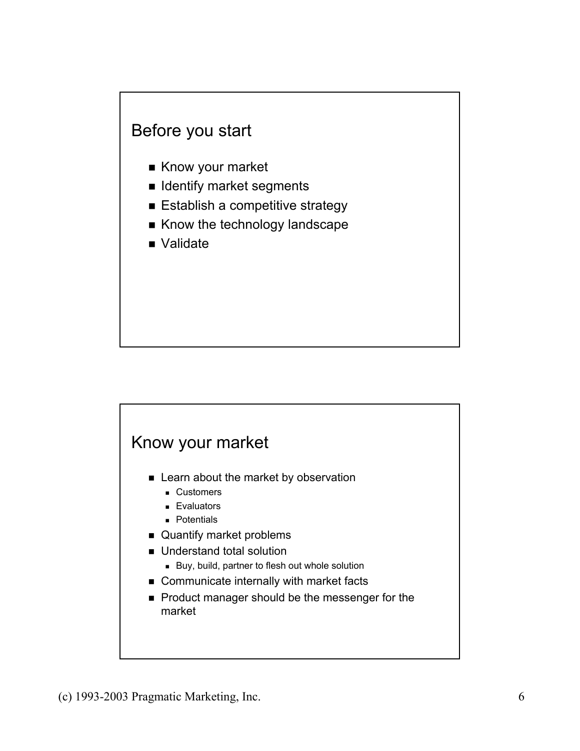## Before you start

- Know your market
- Identify market segments
- Establish a competitive strategy
- Know the technology landscape
- Validate

## Know your market

- Learn about the market by observation
  - Customers
  - Evaluators
  - Potentials
- Quantify market problems
- Understand total solution
  - Buy, build, partner to flesh out whole solution
- Communicate internally with market facts
- Product manager should be the messenger for the market

(c) 1993-2003 Pragmatic Marketing, Inc.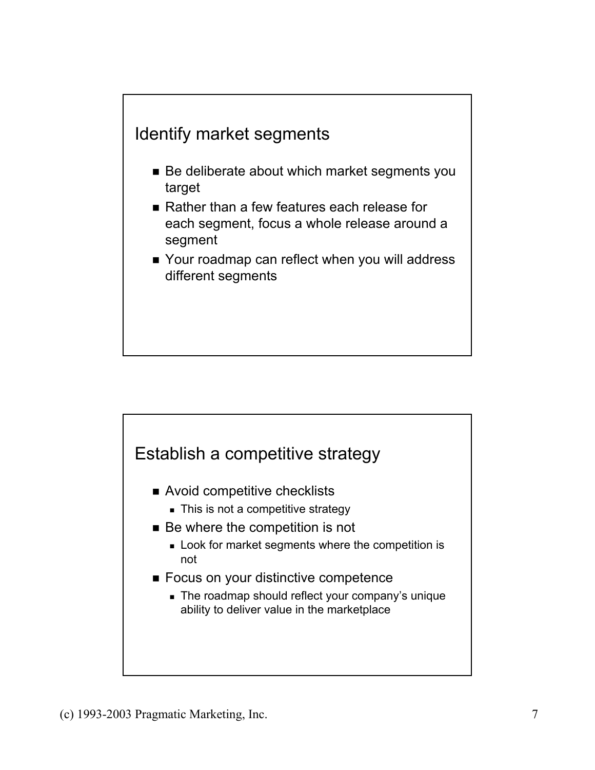## Identify market segments

- Be deliberate about which market segments you target
- Rather than a few features each release for each segment, focus a whole release around a segment
- Your roadmap can reflect when you will address different segments

## Establish a competitive strategy

- Avoid competitive checklists
  - This is not a competitive strategy
- Be where the competition is not
  - Look for market segments where the competition is not
- Focus on your distinctive competence
  - The roadmap should reflect your company's unique ability to deliver value in the marketplace

(c) 1993-2003 Pragmatic Marketing, Inc.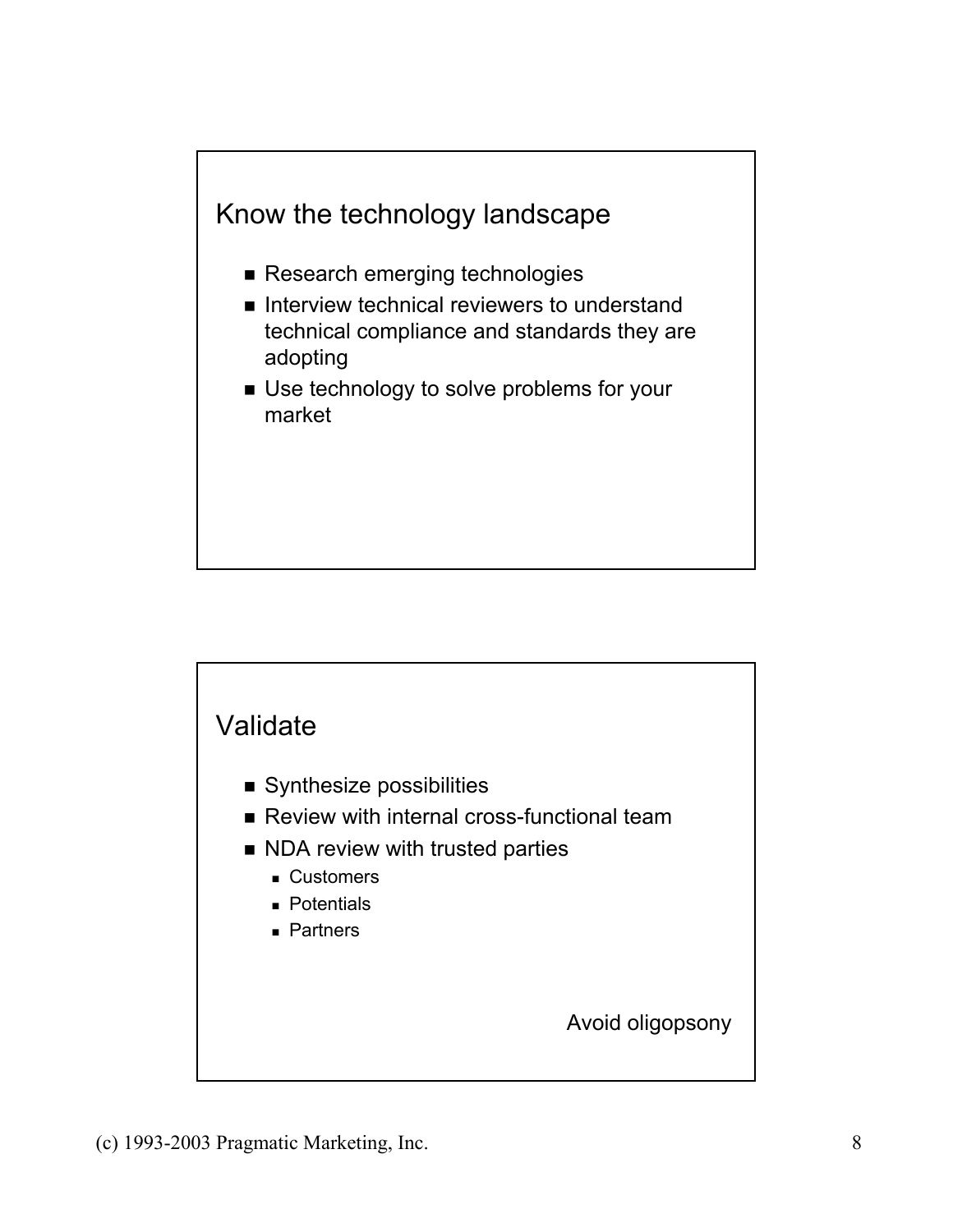## Know the technology landscape

- Research emerging technologies
- Interview technical reviewers to understand technical compliance and standards they are adopting
- Use technology to solve problems for your market

## Validate

- Synthesize possibilities
- Review with internal cross-functional team
- NDA review with trusted parties
  - Customers
  - Potentials
  - Partners

Avoid oligopsony

(c) 1993-2003 Pragmatic Marketing, Inc.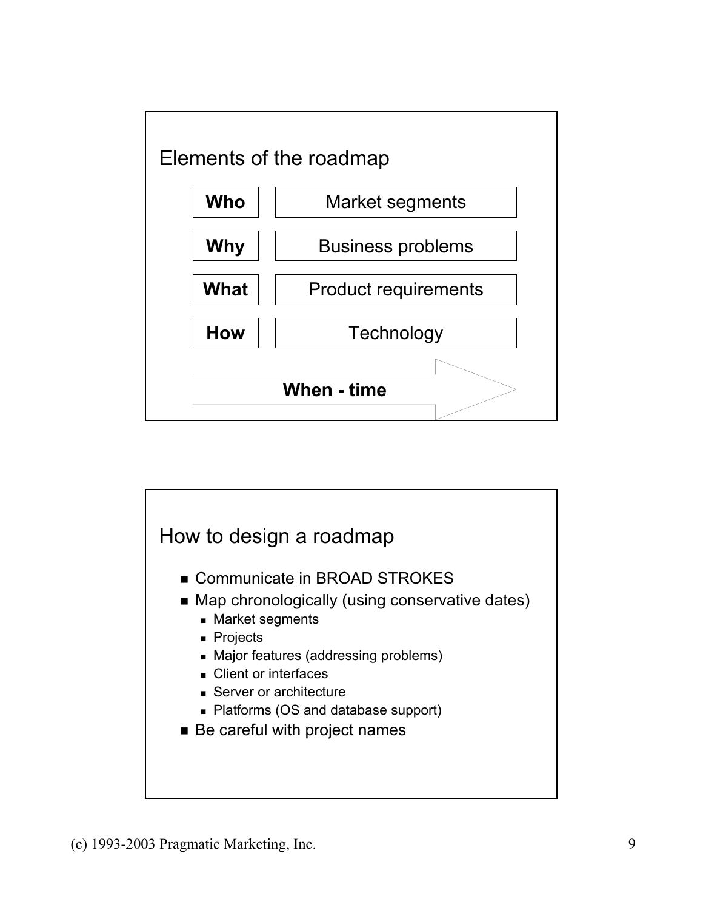## Elements of the roadmap

| | |
|---|---|
| **Who** | Market segments |
| **Why** | Business problems |
| **What** | Product requirements |
| **How** | Technology |

**When - time**

## How to design a roadmap

- Communicate in BROAD STROKES
- Map chronologically (using conservative dates)
  - Market segments
  - Projects
  - Major features (addressing problems)
  - Client or interfaces
  - Server or architecture
  - Platforms (OS and database support)
- Be careful with project names

(c) 1993-2003 Pragmatic Marketing, Inc.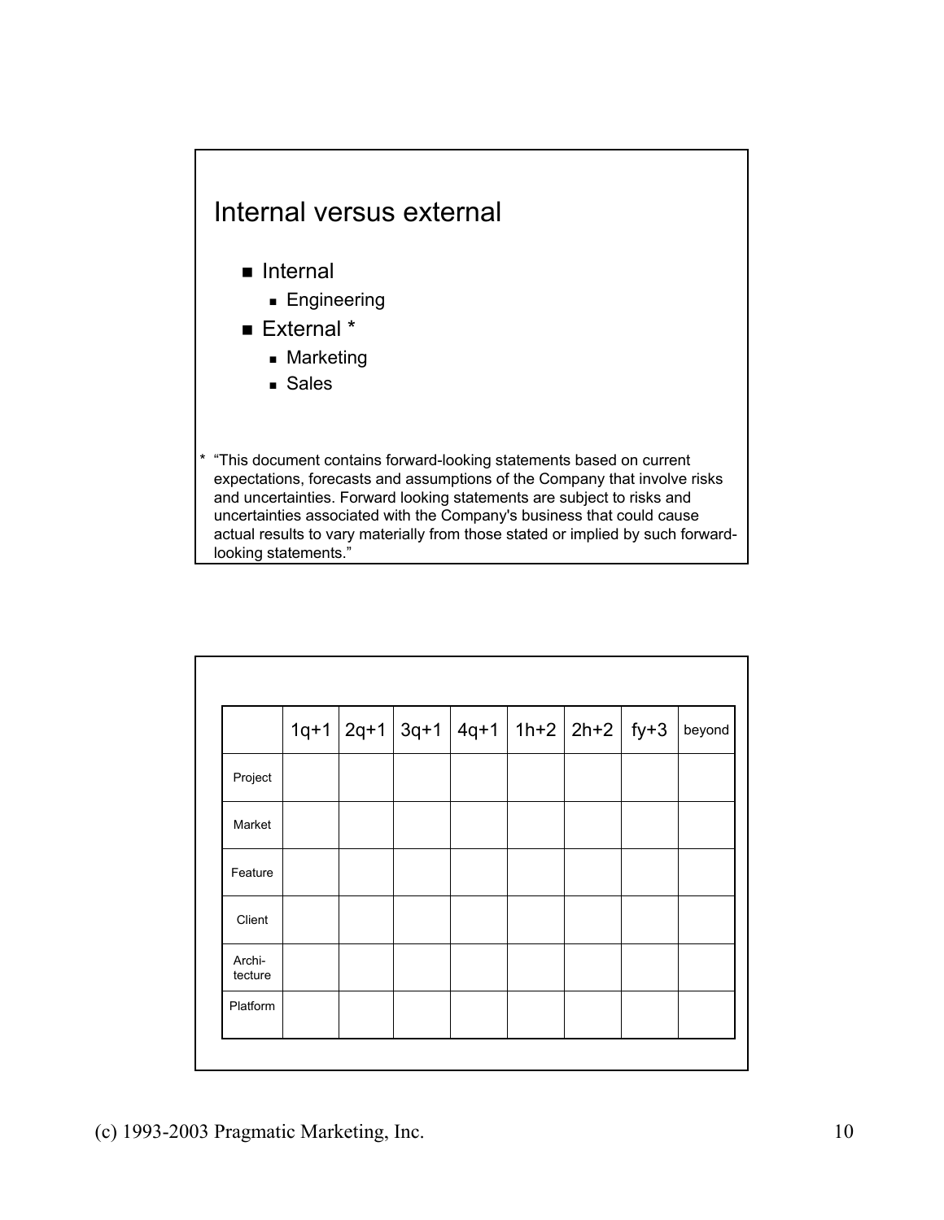## Internal versus external

- Internal
  - Engineering
- External *
  - Marketing
  - Sales

* "This document contains forward-looking statements based on current expectations, forecasts and assumptions of the Company that involve risks and uncertainties. Forward looking statements are subject to risks and uncertainties associated with the Company's business that could cause actual results to vary materially from those stated or implied by such forward-looking statements."

| | 1q+1 | 2q+1 | 3q+1 | 4q+1 | 1h+2 | 2h+2 | fy+3 | beyond |
|---|---|---|---|---|---|---|---|---|
| Project | | | | | | | | |
| Market | | | | | | | | |
| Feature | | | | | | | | |
| Client | | | | | | | | |
| Archi-tecture | | | | | | | | |
| Platform | | | | | | | | |

(c) 1993-2003 Pragmatic Marketing, Inc.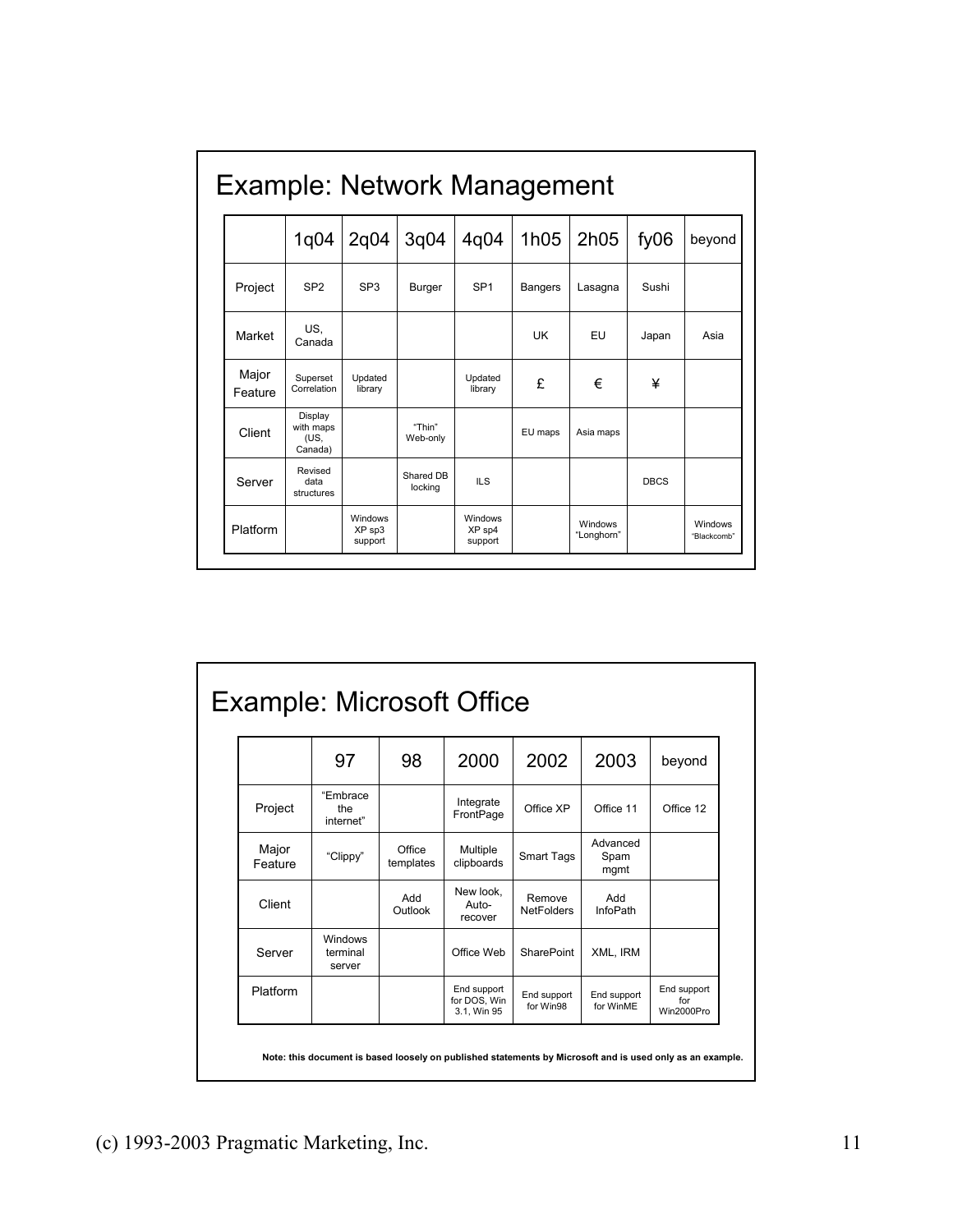## Example: Network Management

| | 1q04 | 2q04 | 3q04 | 4q04 | 1h05 | 2h05 | fy06 | beyond |
|---|---|---|---|---|---|---|---|---|
| Project | SP2 | SP3 | Burger | SP1 | Bangers | Lasagna | Sushi | |
| Market | US, Canada | | | | UK | EU | Japan | Asia |
| Major Feature | Superset Correlation | Updated library | | Updated library | £ | € | ¥ | |
| Client | Display with maps (US, Canada) | | "Thin" Web-only | | EU maps | Asia maps | | |
| Server | Revised data structures | | Shared DB locking | ILS | | | DBCS | |
| Platform | | Windows XP sp3 support | | Windows XP sp4 support | | Windows "Longhorn" | | Windows "Blackcomb" |

## Example: Microsoft Office

| | 97 | 98 | 2000 | 2002 | 2003 | beyond |
|---|---|---|---|---|---|---|
| Project | "Embrace the internet" | | Integrate FrontPage | Office XP | Office 11 | Office 12 |
| Major Feature | "Clippy" | Office templates | Multiple clipboards | Smart Tags | Advanced Spam mgmt | |
| Client | | Add Outlook | New look, Auto-recover | Remove NetFolders | Add InfoPath | |
| Server | Windows terminal server | | Office Web | SharePoint | XML, IRM | |
| Platform | | | End support for DOS, Win 3.1, Win 95 | End support for Win98 | End support for WinME | End support for Win2000Pro |

**Note: this document is based loosely on published statements by Microsoft and is used only as an example.**

(c) 1993-2003 Pragmatic Marketing, Inc.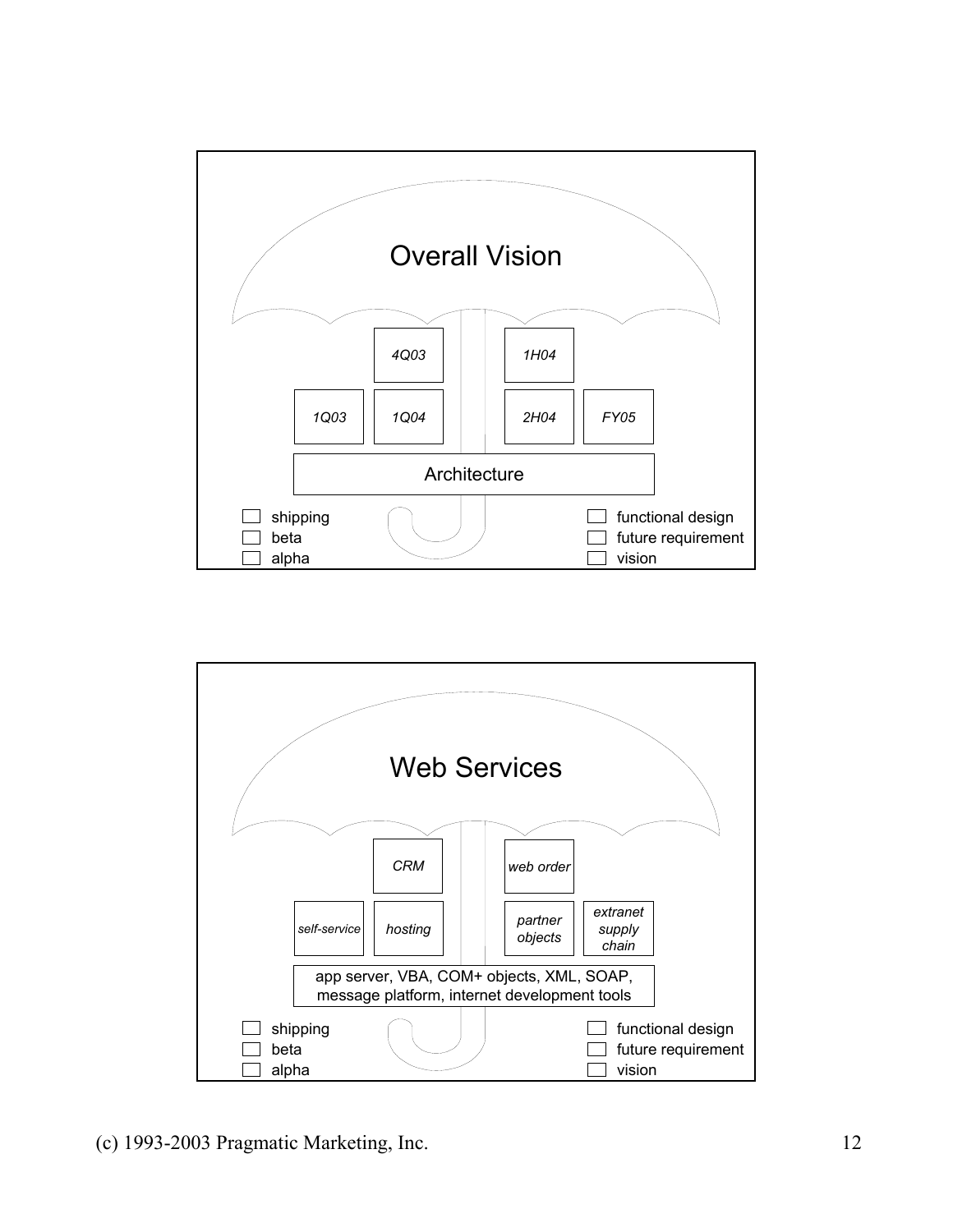## Overall Vision

*4Q03* | *1H04*

*1Q03* | *1Q04* | *2H04* | *FY05*

Architecture

- ☐ shipping
- ☐ beta
- ☐ alpha
- ☐ functional design
- ☐ future requirement
- ☐ vision

## Web Services

*CRM* | *web order*

*self-service* | *hosting* | *partner objects* | *extranet supply chain*

app server, VBA, COM+ objects, XML, SOAP, message platform, internet development tools

- ☐ shipping
- ☐ beta
- ☐ alpha
- ☐ functional design
- ☐ future requirement
- ☐ vision

(c) 1993-2003 Pragmatic Marketing, Inc.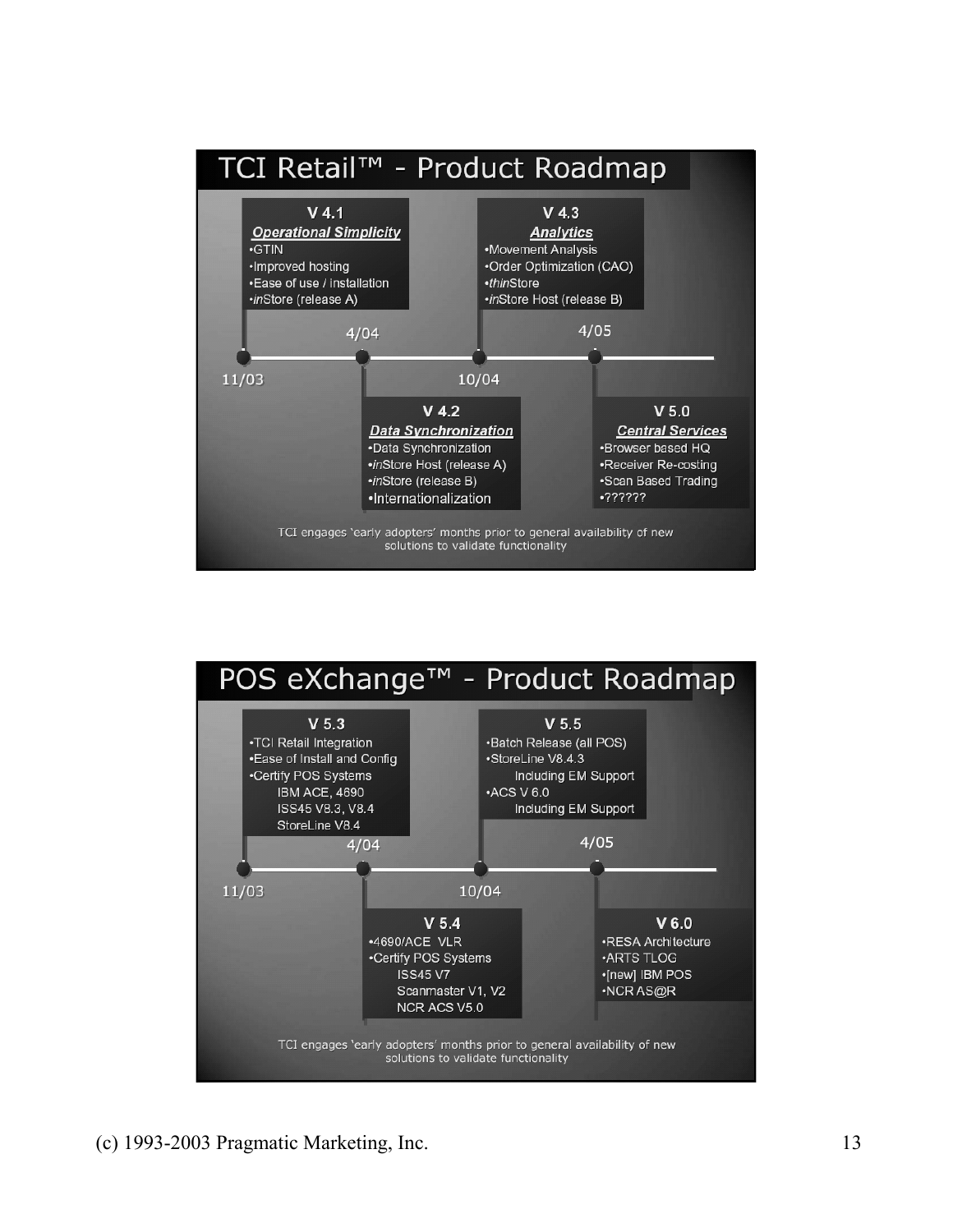## TCI Retail™ - Product Roadmap

**V 4.1** — ***Operational Simplicity*** (11/03)
- GTIN
- Improved hosting
- Ease of use / installation
- *in*Store (release A)

**V 4.2** — ***Data Synchronization*** (4/04)
- Data Synchronization
- *in*Store Host (release A)
- *in*Store (release B)
- Internationalization

**V 4.3** — ***Analytics*** (10/04)
- Movement Analysis
- Order Optimization (CAO)
- *thin*Store
- *in*Store Host (release B)

**V 5.0** — ***Central Services*** (4/05)
- Browser based HQ
- Receiver Re-costing
- Scan Based Trading
- ??????

TCI engages 'early adopters' months prior to general availability of new solutions to validate functionality

## POS eXchange™ - Product Roadmap

**V 5.3** (11/03)
- TCI Retail Integration
- Ease of Install and Config
- Certify POS Systems
  - IBM ACE, 4690
  - ISS45 V8.3, V8.4
  - StoreLine V8.4

**V 5.4** (4/04)
- 4690/ACE VLR
- Certify POS Systems
  - ISS45 V7
  - Scanmaster V1, V2
  - NCR ACS V5.0

**V 5.5** (10/04)
- Batch Release (all POS)
- StoreLine V8.4.3
  - Including EM Support
- ACS V 6.0
  - Including EM Support

**V 6.0** (4/05)
- RESA Architecture
- ARTS TLOG
- [new] IBM POS
- NCR AS@R

TCI engages 'early adopters' months prior to general availability of new solutions to validate functionality

(c) 1993-2003 Pragmatic Marketing, Inc.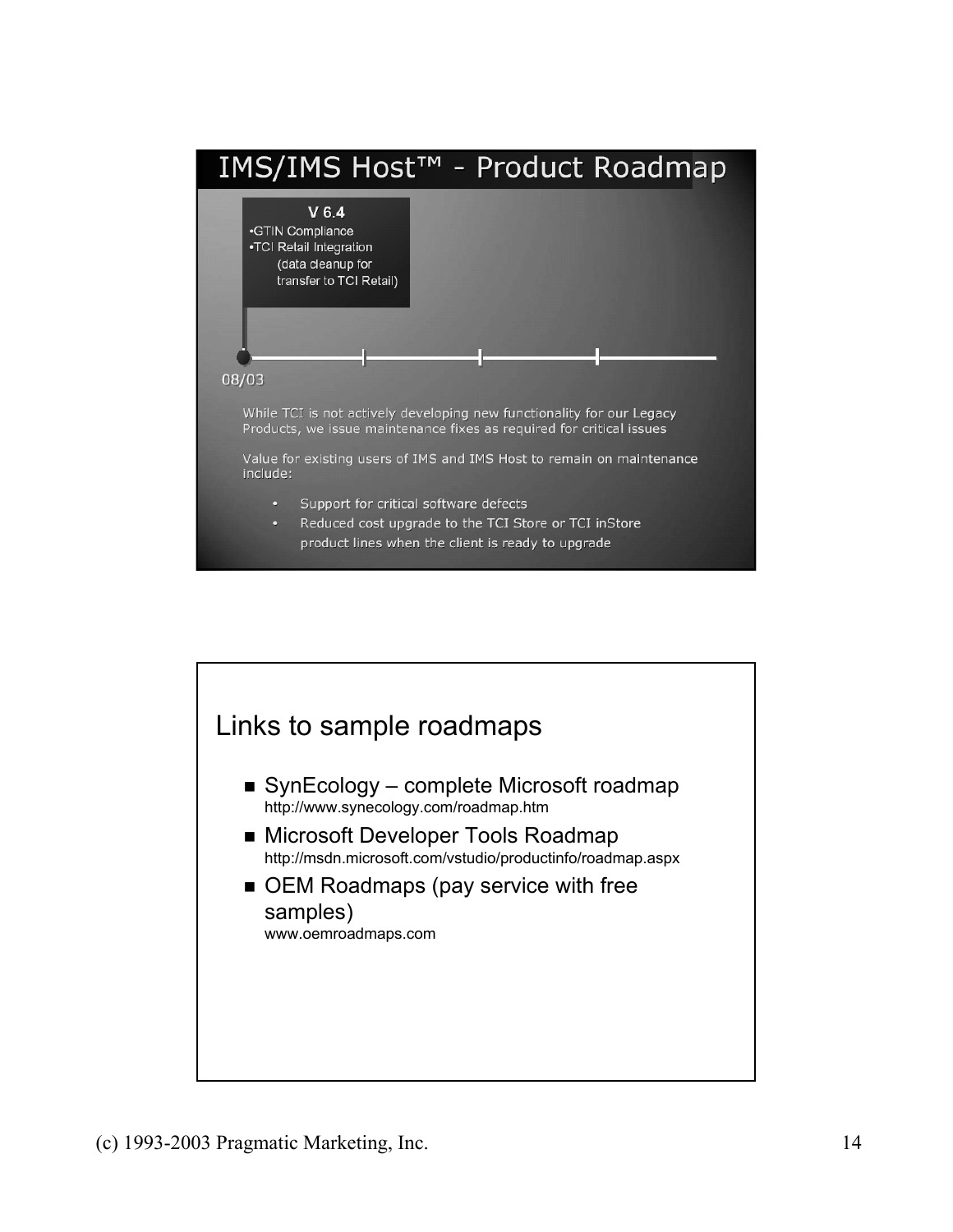## IMS/IMS Host™ - Product Roadmap

**V 6.4**
- GTIN Compliance
- TCI Retail Integration (data cleanup for transfer to TCI Retail)

08/03

While TCI is not actively developing new functionality for our Legacy Products, we issue maintenance fixes as required for critical issues

Value for existing users of IMS and IMS Host to remain on maintenance include:

- Support for critical software defects
- Reduced cost upgrade to the TCI Store or TCI inStore product lines when the client is ready to upgrade

## Links to sample roadmaps

- SynEcology – complete Microsoft roadmap
  http://www.synecology.com/roadmap.htm
- Microsoft Developer Tools Roadmap
  http://msdn.microsoft.com/vstudio/productinfo/roadmap.aspx
- OEM Roadmaps (pay service with free samples)
  www.oemroadmaps.com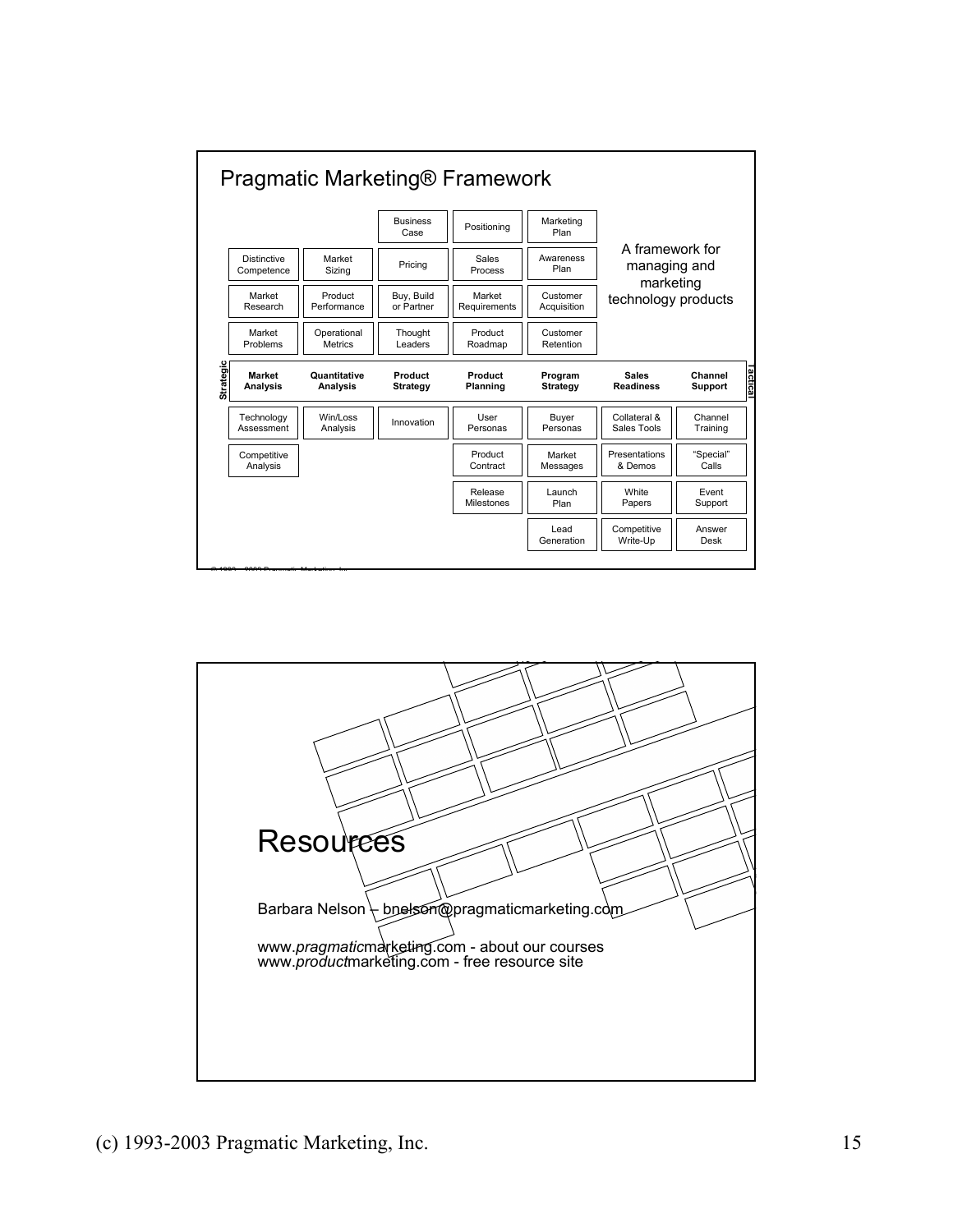## Pragmatic Marketing® Framework

A framework for managing and marketing technology products

| Market Analysis | Quantitative Analysis | Product Strategy | Product Planning | Program Strategy | Sales Readiness | Channel Support |
|---|---|---|---|---|---|---|
| | | Business Case | Positioning | Marketing Plan | | |
| Distinctive Competence | Market Sizing | Pricing | Sales Process | Awareness Plan | | |
| Market Research | Product Performance | Buy, Build or Partner | Market Requirements | Customer Acquisition | | |
| Market Problems | Operational Metrics | Thought Leaders | Product Roadmap | Customer Retention | | |
| Technology Assessment | Win/Loss Analysis | Innovation | User Personas | Buyer Personas | Collateral & Sales Tools | Channel Training |
| Competitive Analysis | | | Product Contract | Market Messages | Presentations & Demos | "Special" Calls |
| | | | Release Milestones | Launch Plan | White Papers | Event Support |
| | | | | Lead Generation | Competitive Write-Up | Answer Desk |

Strategic — Tactical

## Resources

Barbara Nelson – bnelson@pragmaticmarketing.com

www.*pragmatic*marketing.com - about our courses
www.*product*marketing.com - free resource site

(c) 1993-2003 Pragmatic Marketing, Inc.